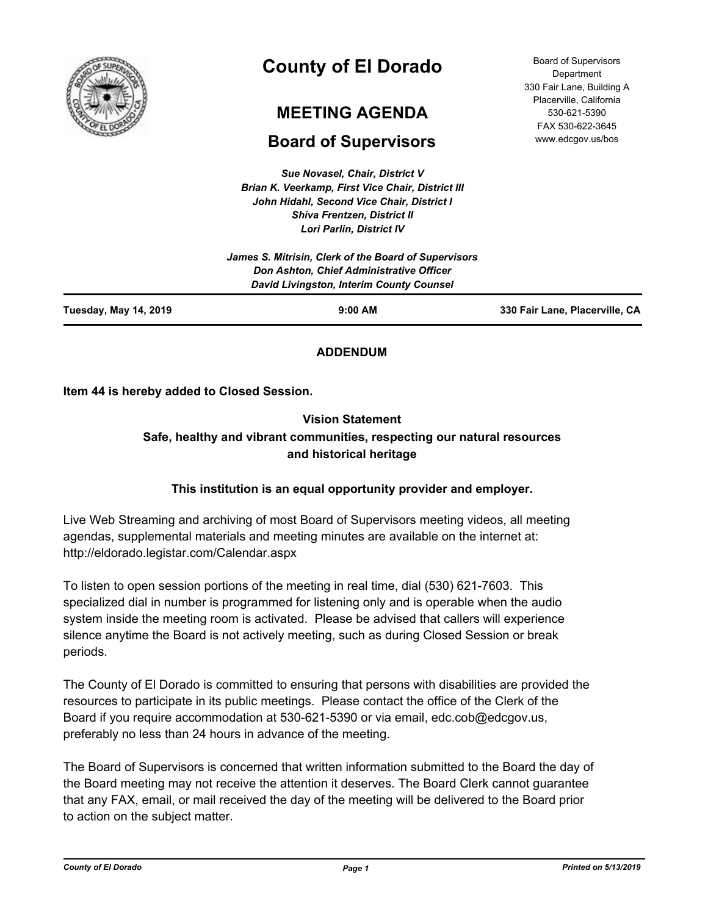# County of El Dorado

## MEETING AGENDA

## Board of Supervisors

Board of Supervisors Department
330 Fair Lane, Building A
Placerville, California
530-621-5390
FAX 530-622-3645
www.edcgov.us/bos

*Sue Novasel, Chair, District V*
*Brian K. Veerkamp, First Vice Chair, District III*
*John Hidahl, Second Vice Chair, District I*
*Shiva Frentzen, District II*
*Lori Parlin, District IV*

*James S. Mitrisin, Clerk of the Board of Supervisors*
*Don Ashton, Chief Administrative Officer*
*David Livingston, Interim County Counsel*

**Tuesday, May 14, 2019** | **9:00 AM** | **330 Fair Lane, Placerville, CA**

**ADDENDUM**

**Item 44 is hereby added to Closed Session.**

**Vision Statement**
**Safe, healthy and vibrant communities, respecting our natural resources and historical heritage**

**This institution is an equal opportunity provider and employer.**

Live Web Streaming and archiving of most Board of Supervisors meeting videos, all meeting agendas, supplemental materials and meeting minutes are available on the internet at: http://eldorado.legistar.com/Calendar.aspx

To listen to open session portions of the meeting in real time, dial (530) 621-7603. This specialized dial in number is programmed for listening only and is operable when the audio system inside the meeting room is activated. Please be advised that callers will experience silence anytime the Board is not actively meeting, such as during Closed Session or break periods.

The County of El Dorado is committed to ensuring that persons with disabilities are provided the resources to participate in its public meetings. Please contact the office of the Clerk of the Board if you require accommodation at 530-621-5390 or via email, edc.cob@edcgov.us, preferably no less than 24 hours in advance of the meeting.

The Board of Supervisors is concerned that written information submitted to the Board the day of the Board meeting may not receive the attention it deserves. The Board Clerk cannot guarantee that any FAX, email, or mail received the day of the meeting will be delivered to the Board prior to action on the subject matter.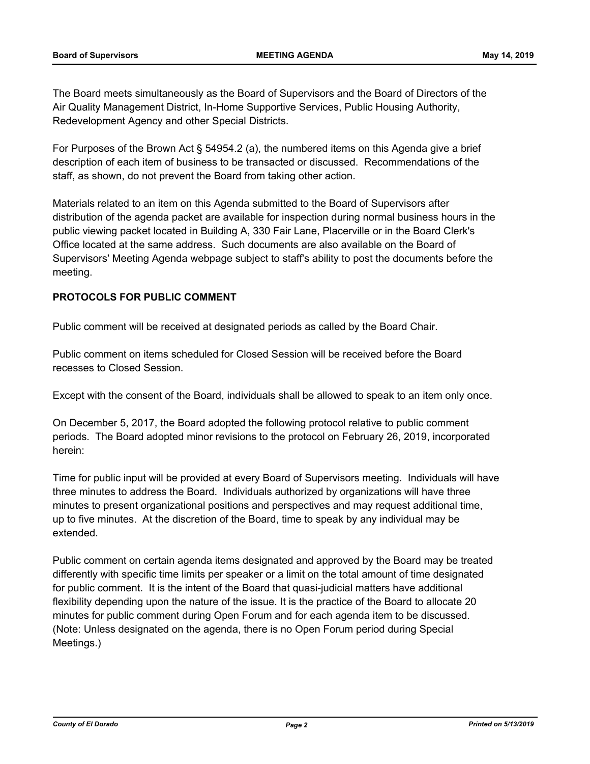The Board meets simultaneously as the Board of Supervisors and the Board of Directors of the Air Quality Management District, In-Home Supportive Services, Public Housing Authority, Redevelopment Agency and other Special Districts.

For Purposes of the Brown Act § 54954.2 (a), the numbered items on this Agenda give a brief description of each item of business to be transacted or discussed. Recommendations of the staff, as shown, do not prevent the Board from taking other action.

Materials related to an item on this Agenda submitted to the Board of Supervisors after distribution of the agenda packet are available for inspection during normal business hours in the public viewing packet located in Building A, 330 Fair Lane, Placerville or in the Board Clerk's Office located at the same address. Such documents are also available on the Board of Supervisors' Meeting Agenda webpage subject to staff's ability to post the documents before the meeting.

**PROTOCOLS FOR PUBLIC COMMENT**

Public comment will be received at designated periods as called by the Board Chair.

Public comment on items scheduled for Closed Session will be received before the Board recesses to Closed Session.

Except with the consent of the Board, individuals shall be allowed to speak to an item only once.

On December 5, 2017, the Board adopted the following protocol relative to public comment periods. The Board adopted minor revisions to the protocol on February 26, 2019, incorporated herein:

Time for public input will be provided at every Board of Supervisors meeting. Individuals will have three minutes to address the Board. Individuals authorized by organizations will have three minutes to present organizational positions and perspectives and may request additional time, up to five minutes. At the discretion of the Board, time to speak by any individual may be extended.

Public comment on certain agenda items designated and approved by the Board may be treated differently with specific time limits per speaker or a limit on the total amount of time designated for public comment. It is the intent of the Board that quasi-judicial matters have additional flexibility depending upon the nature of the issue. It is the practice of the Board to allocate 20 minutes for public comment during Open Forum and for each agenda item to be discussed. (Note: Unless designated on the agenda, there is no Open Forum period during Special Meetings.)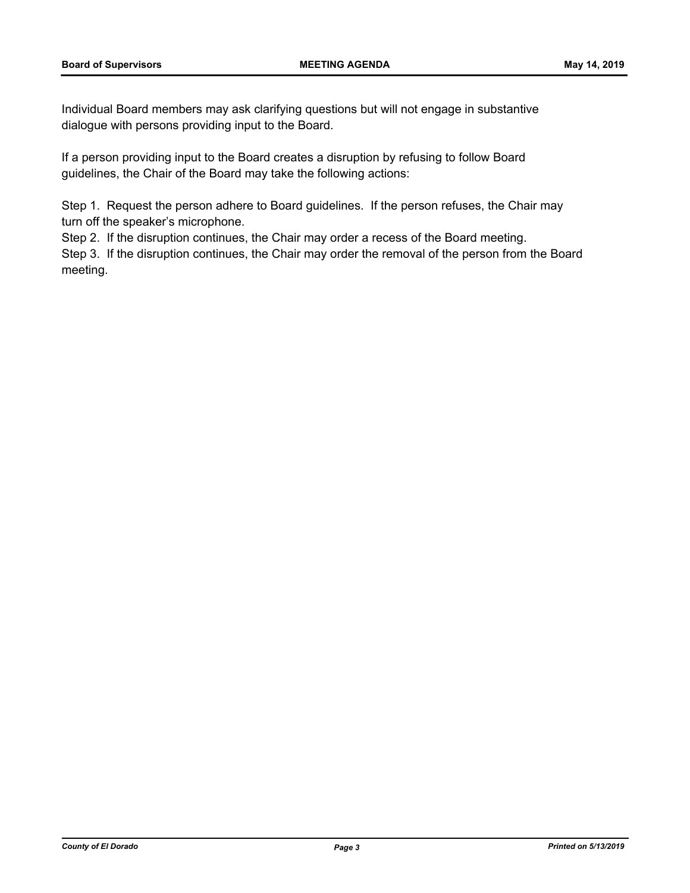Individual Board members may ask clarifying questions but will not engage in substantive dialogue with persons providing input to the Board.

If a person providing input to the Board creates a disruption by refusing to follow Board guidelines, the Chair of the Board may take the following actions:

Step 1. Request the person adhere to Board guidelines. If the person refuses, the Chair may turn off the speaker's microphone.

Step 2. If the disruption continues, the Chair may order a recess of the Board meeting.

Step 3. If the disruption continues, the Chair may order the removal of the person from the Board meeting.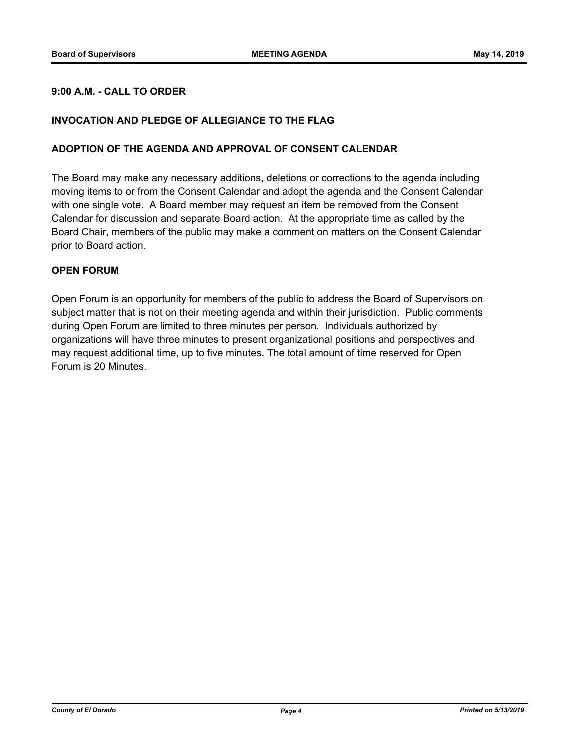## 9:00 A.M. - CALL TO ORDER

## INVOCATION AND PLEDGE OF ALLEGIANCE TO THE FLAG

## ADOPTION OF THE AGENDA AND APPROVAL OF CONSENT CALENDAR

The Board may make any necessary additions, deletions or corrections to the agenda including moving items to or from the Consent Calendar and adopt the agenda and the Consent Calendar with one single vote. A Board member may request an item be removed from the Consent Calendar for discussion and separate Board action. At the appropriate time as called by the Board Chair, members of the public may make a comment on matters on the Consent Calendar prior to Board action.

## OPEN FORUM

Open Forum is an opportunity for members of the public to address the Board of Supervisors on subject matter that is not on their meeting agenda and within their jurisdiction. Public comments during Open Forum are limited to three minutes per person. Individuals authorized by organizations will have three minutes to present organizational positions and perspectives and may request additional time, up to five minutes. The total amount of time reserved for Open Forum is 20 Minutes.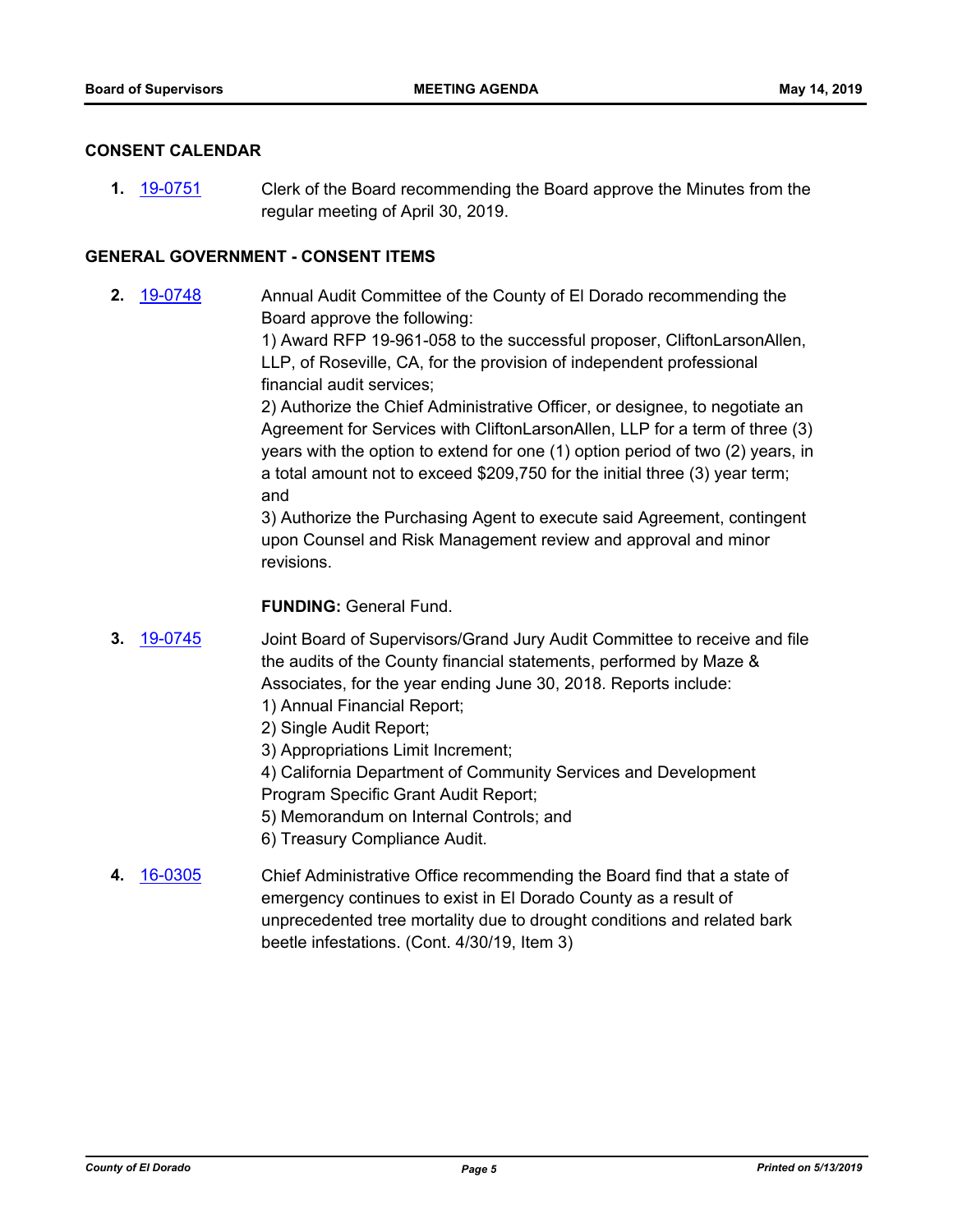## CONSENT CALENDAR

**1.** 19-0751 Clerk of the Board recommending the Board approve the Minutes from the regular meeting of April 30, 2019.

## GENERAL GOVERNMENT - CONSENT ITEMS

**2.** 19-0748 Annual Audit Committee of the County of El Dorado recommending the Board approve the following:

1) Award RFP 19-961-058 to the successful proposer, CliftonLarsonAllen, LLP, of Roseville, CA, for the provision of independent professional financial audit services;

2) Authorize the Chief Administrative Officer, or designee, to negotiate an Agreement for Services with CliftonLarsonAllen, LLP for a term of three (3) years with the option to extend for one (1) option period of two (2) years, in a total amount not to exceed $209,750 for the initial three (3) year term; and

3) Authorize the Purchasing Agent to execute said Agreement, contingent upon Counsel and Risk Management review and approval and minor revisions.

**FUNDING:** General Fund.

**3.** 19-0745 Joint Board of Supervisors/Grand Jury Audit Committee to receive and file the audits of the County financial statements, performed by Maze & Associates, for the year ending June 30, 2018. Reports include:

1) Annual Financial Report;
2) Single Audit Report;
3) Appropriations Limit Increment;
4) California Department of Community Services and Development Program Specific Grant Audit Report;
5) Memorandum on Internal Controls; and
6) Treasury Compliance Audit.

**4.** 16-0305 Chief Administrative Office recommending the Board find that a state of emergency continues to exist in El Dorado County as a result of unprecedented tree mortality due to drought conditions and related bark beetle infestations. (Cont. 4/30/19, Item 3)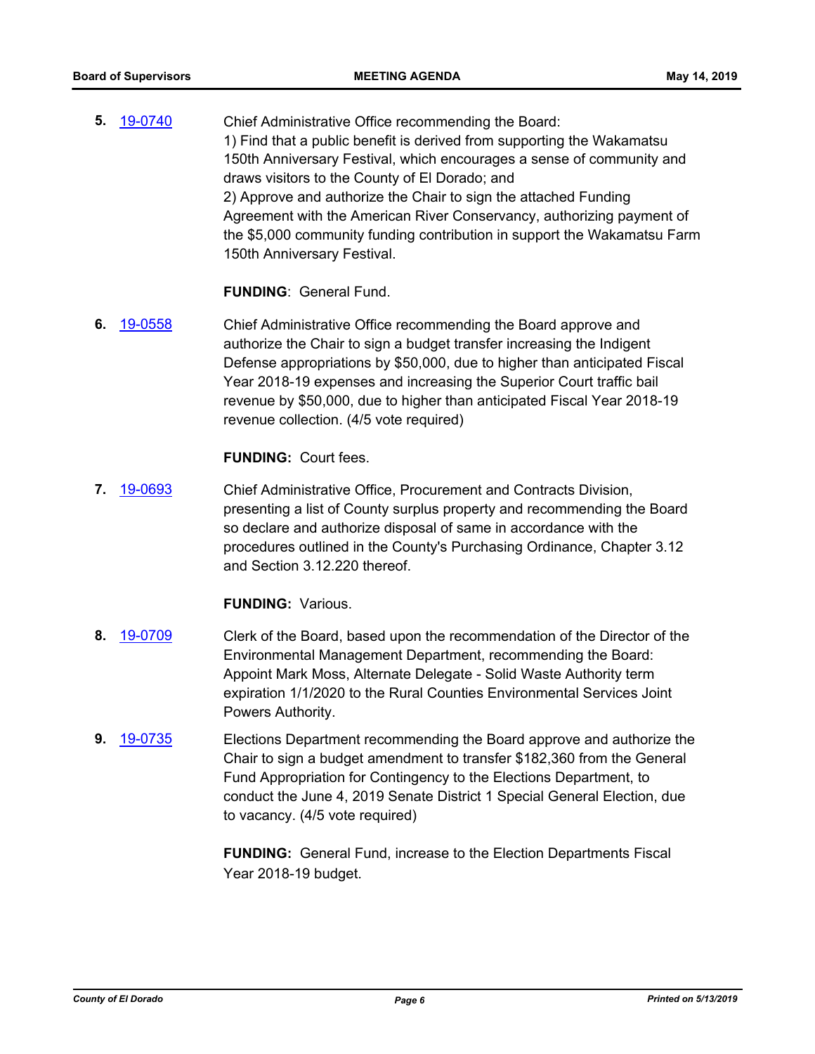**5.** [19-0740] Chief Administrative Office recommending the Board:

1) Find that a public benefit is derived from supporting the Wakamatsu 150th Anniversary Festival, which encourages a sense of community and draws visitors to the County of El Dorado; and

2) Approve and authorize the Chair to sign the attached Funding Agreement with the American River Conservancy, authorizing payment of the $5,000 community funding contribution in support the Wakamatsu Farm 150th Anniversary Festival.

**FUNDING**: General Fund.

**6.** [19-0558] Chief Administrative Office recommending the Board approve and authorize the Chair to sign a budget transfer increasing the Indigent Defense appropriations by $50,000, due to higher than anticipated Fiscal Year 2018-19 expenses and increasing the Superior Court traffic bail revenue by $50,000, due to higher than anticipated Fiscal Year 2018-19 revenue collection. (4/5 vote required)

**FUNDING:** Court fees.

**7.** [19-0693] Chief Administrative Office, Procurement and Contracts Division, presenting a list of County surplus property and recommending the Board so declare and authorize disposal of same in accordance with the procedures outlined in the County's Purchasing Ordinance, Chapter 3.12 and Section 3.12.220 thereof.

**FUNDING:** Various.

**8.** [19-0709] Clerk of the Board, based upon the recommendation of the Director of the Environmental Management Department, recommending the Board: Appoint Mark Moss, Alternate Delegate - Solid Waste Authority term expiration 1/1/2020 to the Rural Counties Environmental Services Joint Powers Authority.

**9.** [19-0735] Elections Department recommending the Board approve and authorize the Chair to sign a budget amendment to transfer $182,360 from the General Fund Appropriation for Contingency to the Elections Department, to conduct the June 4, 2019 Senate District 1 Special General Election, due to vacancy. (4/5 vote required)

**FUNDING:** General Fund, increase to the Election Departments Fiscal Year 2018-19 budget.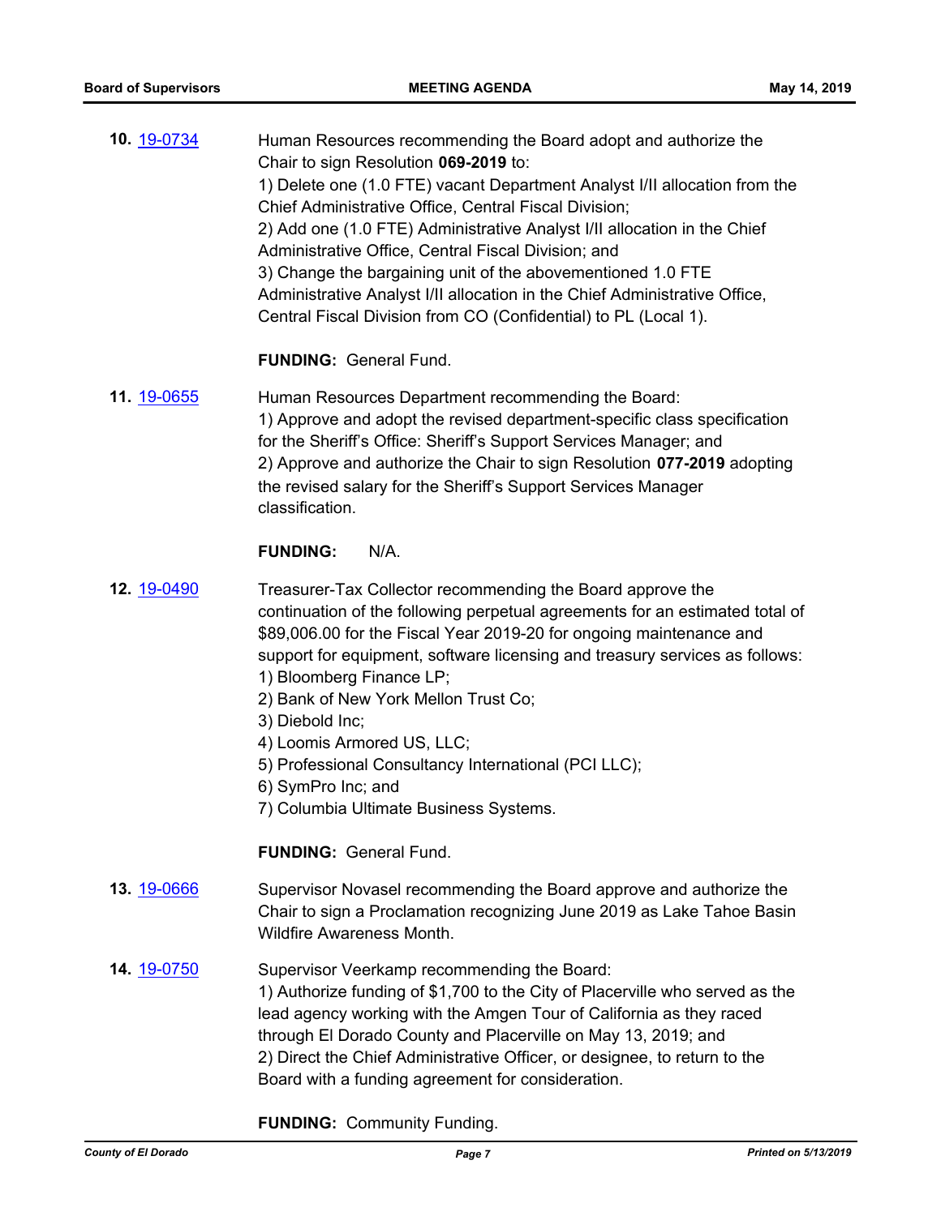**10.** 19-0734

Human Resources recommending the Board adopt and authorize the Chair to sign Resolution **069-2019** to:
1) Delete one (1.0 FTE) vacant Department Analyst I/II allocation from the Chief Administrative Office, Central Fiscal Division;
2) Add one (1.0 FTE) Administrative Analyst I/II allocation in the Chief Administrative Office, Central Fiscal Division; and
3) Change the bargaining unit of the abovementioned 1.0 FTE Administrative Analyst I/II allocation in the Chief Administrative Office, Central Fiscal Division from CO (Confidential) to PL (Local 1).

**FUNDING:** General Fund.

**11.** 19-0655

Human Resources Department recommending the Board:
1) Approve and adopt the revised department-specific class specification for the Sheriff's Office: Sheriff's Support Services Manager; and
2) Approve and authorize the Chair to sign Resolution **077-2019** adopting the revised salary for the Sheriff's Support Services Manager classification.

**FUNDING:** N/A.

**12.** 19-0490

Treasurer-Tax Collector recommending the Board approve the continuation of the following perpetual agreements for an estimated total of $89,006.00 for the Fiscal Year 2019-20 for ongoing maintenance and support for equipment, software licensing and treasury services as follows:
1) Bloomberg Finance LP;
2) Bank of New York Mellon Trust Co;
3) Diebold Inc;
4) Loomis Armored US, LLC;
5) Professional Consultancy International (PCI LLC);
6) SymPro Inc; and
7) Columbia Ultimate Business Systems.

**FUNDING:** General Fund.

**13.** 19-0666

Supervisor Novasel recommending the Board approve and authorize the Chair to sign a Proclamation recognizing June 2019 as Lake Tahoe Basin Wildfire Awareness Month.

**14.** 19-0750

Supervisor Veerkamp recommending the Board:
1) Authorize funding of $1,700 to the City of Placerville who served as the lead agency working with the Amgen Tour of California as they raced through El Dorado County and Placerville on May 13, 2019; and
2) Direct the Chief Administrative Officer, or designee, to return to the Board with a funding agreement for consideration.

**FUNDING:** Community Funding.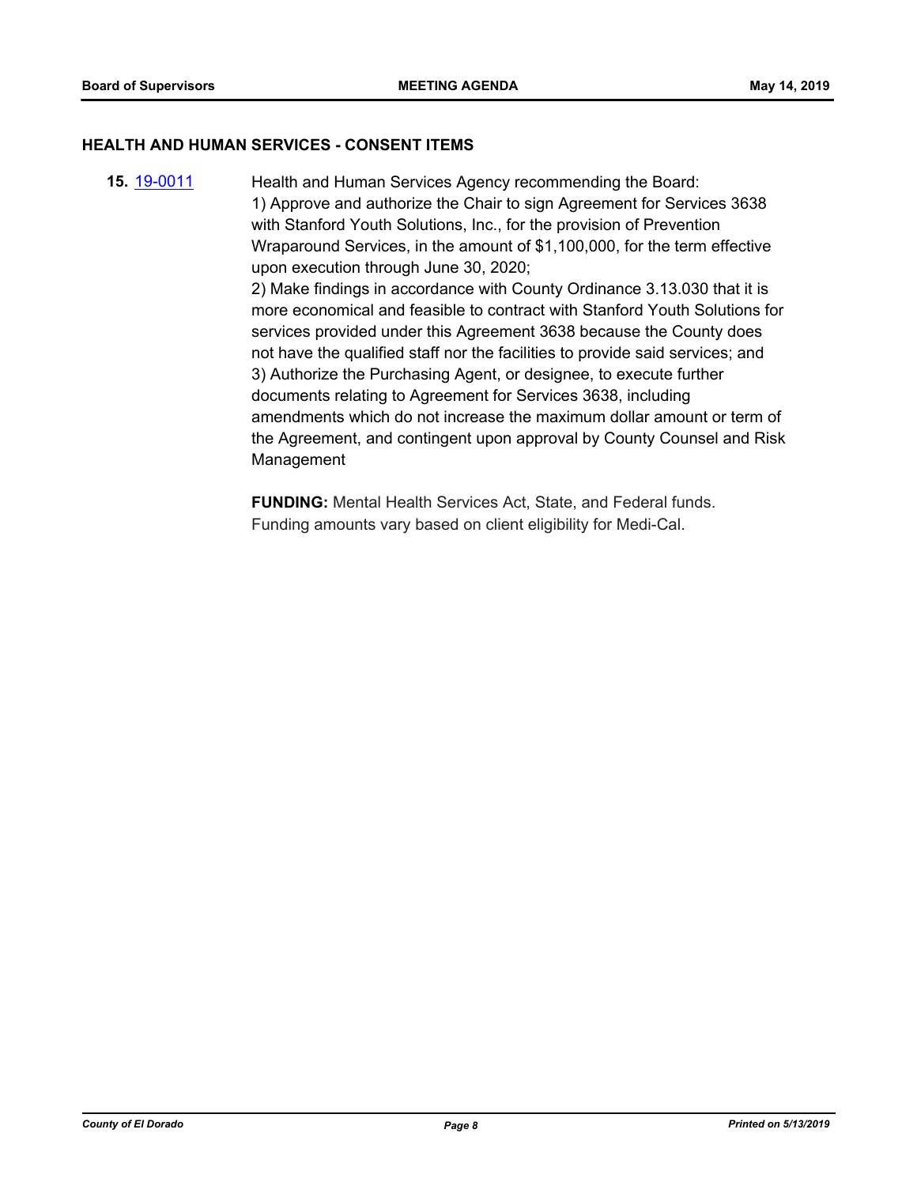## HEALTH AND HUMAN SERVICES - CONSENT ITEMS

**15.** 19-0011 Health and Human Services Agency recommending the Board:

1) Approve and authorize the Chair to sign Agreement for Services 3638 with Stanford Youth Solutions, Inc., for the provision of Prevention Wraparound Services, in the amount of $1,100,000, for the term effective upon execution through June 30, 2020;

2) Make findings in accordance with County Ordinance 3.13.030 that it is more economical and feasible to contract with Stanford Youth Solutions for services provided under this Agreement 3638 because the County does not have the qualified staff nor the facilities to provide said services; and

3) Authorize the Purchasing Agent, or designee, to execute further documents relating to Agreement for Services 3638, including amendments which do not increase the maximum dollar amount or term of the Agreement, and contingent upon approval by County Counsel and Risk Management

**FUNDING:** Mental Health Services Act, State, and Federal funds. Funding amounts vary based on client eligibility for Medi-Cal.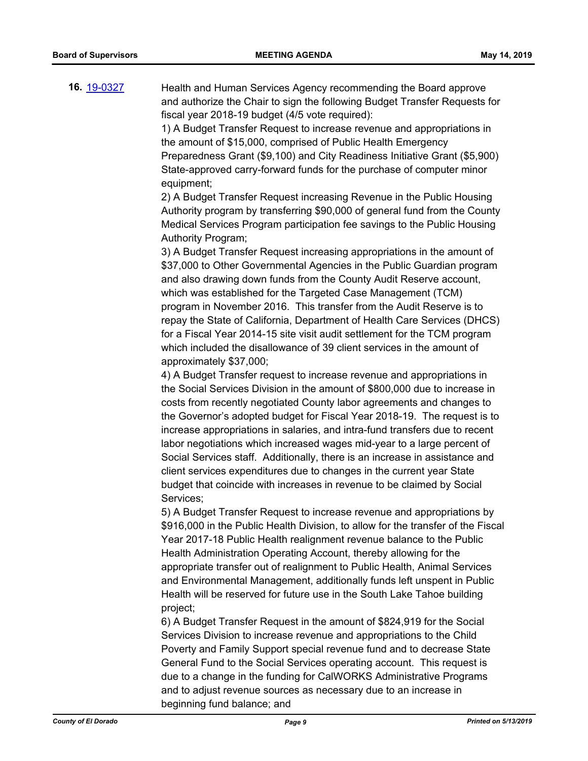**16.** 19-0327

Health and Human Services Agency recommending the Board approve and authorize the Chair to sign the following Budget Transfer Requests for fiscal year 2018-19 budget (4/5 vote required):

1) A Budget Transfer Request to increase revenue and appropriations in the amount of $15,000, comprised of Public Health Emergency Preparedness Grant ($9,100) and City Readiness Initiative Grant ($5,900) State-approved carry-forward funds for the purchase of computer minor equipment;

2) A Budget Transfer Request increasing Revenue in the Public Housing Authority program by transferring $90,000 of general fund from the County Medical Services Program participation fee savings to the Public Housing Authority Program;

3) A Budget Transfer Request increasing appropriations in the amount of $37,000 to Other Governmental Agencies in the Public Guardian program and also drawing down funds from the County Audit Reserve account, which was established for the Targeted Case Management (TCM) program in November 2016. This transfer from the Audit Reserve is to repay the State of California, Department of Health Care Services (DHCS) for a Fiscal Year 2014-15 site visit audit settlement for the TCM program which included the disallowance of 39 client services in the amount of approximately $37,000;

4) A Budget Transfer request to increase revenue and appropriations in the Social Services Division in the amount of $800,000 due to increase in costs from recently negotiated County labor agreements and changes to the Governor's adopted budget for Fiscal Year 2018-19. The request is to increase appropriations in salaries, and intra-fund transfers due to recent labor negotiations which increased wages mid-year to a large percent of Social Services staff. Additionally, there is an increase in assistance and client services expenditures due to changes in the current year State budget that coincide with increases in revenue to be claimed by Social Services;

5) A Budget Transfer Request to increase revenue and appropriations by $916,000 in the Public Health Division, to allow for the transfer of the Fiscal Year 2017-18 Public Health realignment revenue balance to the Public Health Administration Operating Account, thereby allowing for the appropriate transfer out of realignment to Public Health, Animal Services and Environmental Management, additionally funds left unspent in Public Health will be reserved for future use in the South Lake Tahoe building project;

6) A Budget Transfer Request in the amount of $824,919 for the Social Services Division to increase revenue and appropriations to the Child Poverty and Family Support special revenue fund and to decrease State General Fund to the Social Services operating account. This request is due to a change in the funding for CalWORKS Administrative Programs and to adjust revenue sources as necessary due to an increase in beginning fund balance; and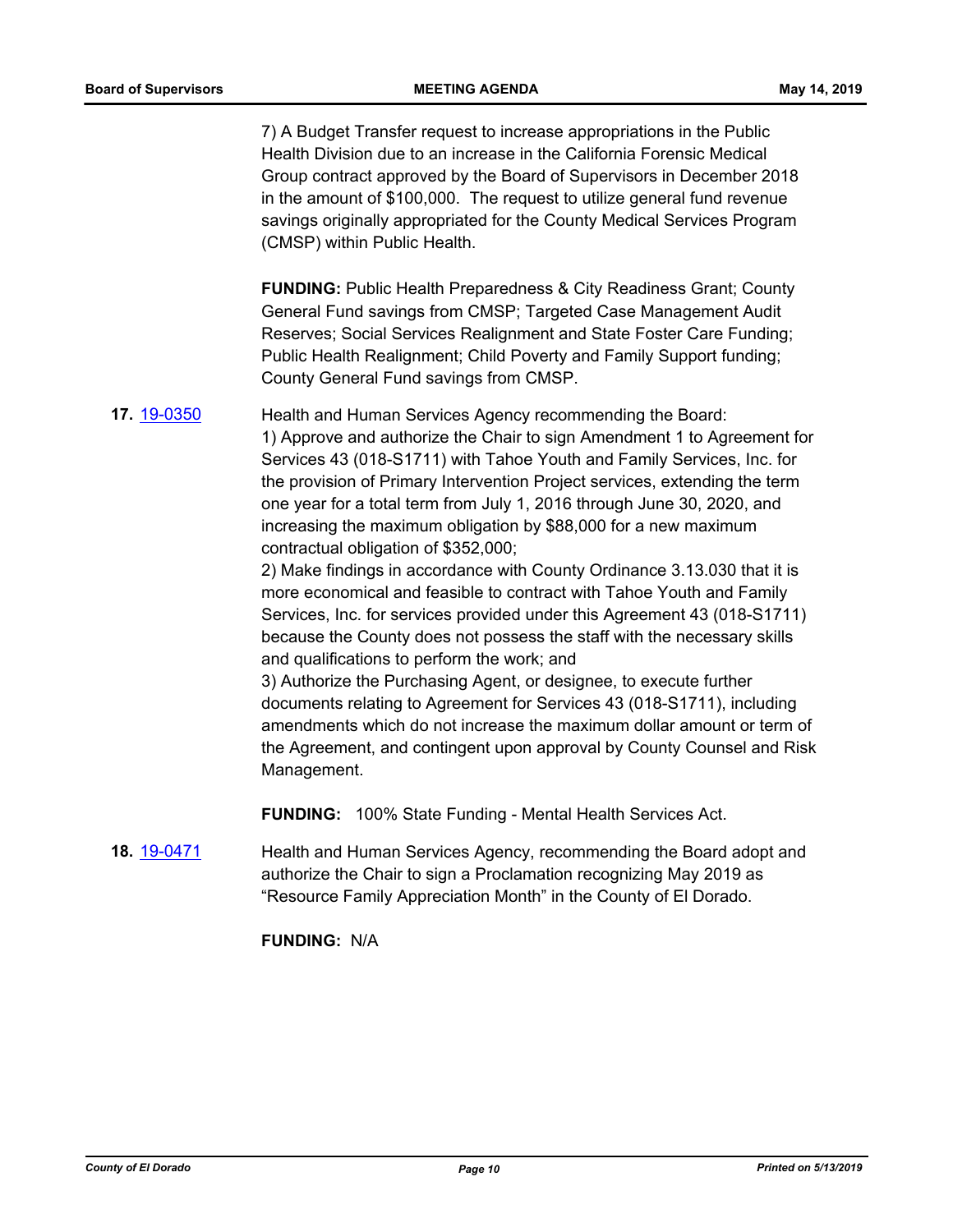7) A Budget Transfer request to increase appropriations in the Public Health Division due to an increase in the California Forensic Medical Group contract approved by the Board of Supervisors in December 2018 in the amount of $100,000. The request to utilize general fund revenue savings originally appropriated for the County Medical Services Program (CMSP) within Public Health.

**FUNDING:** Public Health Preparedness & City Readiness Grant; County General Fund savings from CMSP; Targeted Case Management Audit Reserves; Social Services Realignment and State Foster Care Funding; Public Health Realignment; Child Poverty and Family Support funding; County General Fund savings from CMSP.

**17.** 19-0350

Health and Human Services Agency recommending the Board:
1) Approve and authorize the Chair to sign Amendment 1 to Agreement for Services 43 (018-S1711) with Tahoe Youth and Family Services, Inc. for the provision of Primary Intervention Project services, extending the term one year for a total term from July 1, 2016 through June 30, 2020, and increasing the maximum obligation by $88,000 for a new maximum contractual obligation of $352,000;
2) Make findings in accordance with County Ordinance 3.13.030 that it is more economical and feasible to contract with Tahoe Youth and Family Services, Inc. for services provided under this Agreement 43 (018-S1711) because the County does not possess the staff with the necessary skills and qualifications to perform the work; and
3) Authorize the Purchasing Agent, or designee, to execute further documents relating to Agreement for Services 43 (018-S1711), including amendments which do not increase the maximum dollar amount or term of the Agreement, and contingent upon approval by County Counsel and Risk Management.

**FUNDING:** 100% State Funding - Mental Health Services Act.

**18.** 19-0471

Health and Human Services Agency, recommending the Board adopt and authorize the Chair to sign a Proclamation recognizing May 2019 as "Resource Family Appreciation Month" in the County of El Dorado.

**FUNDING:** N/A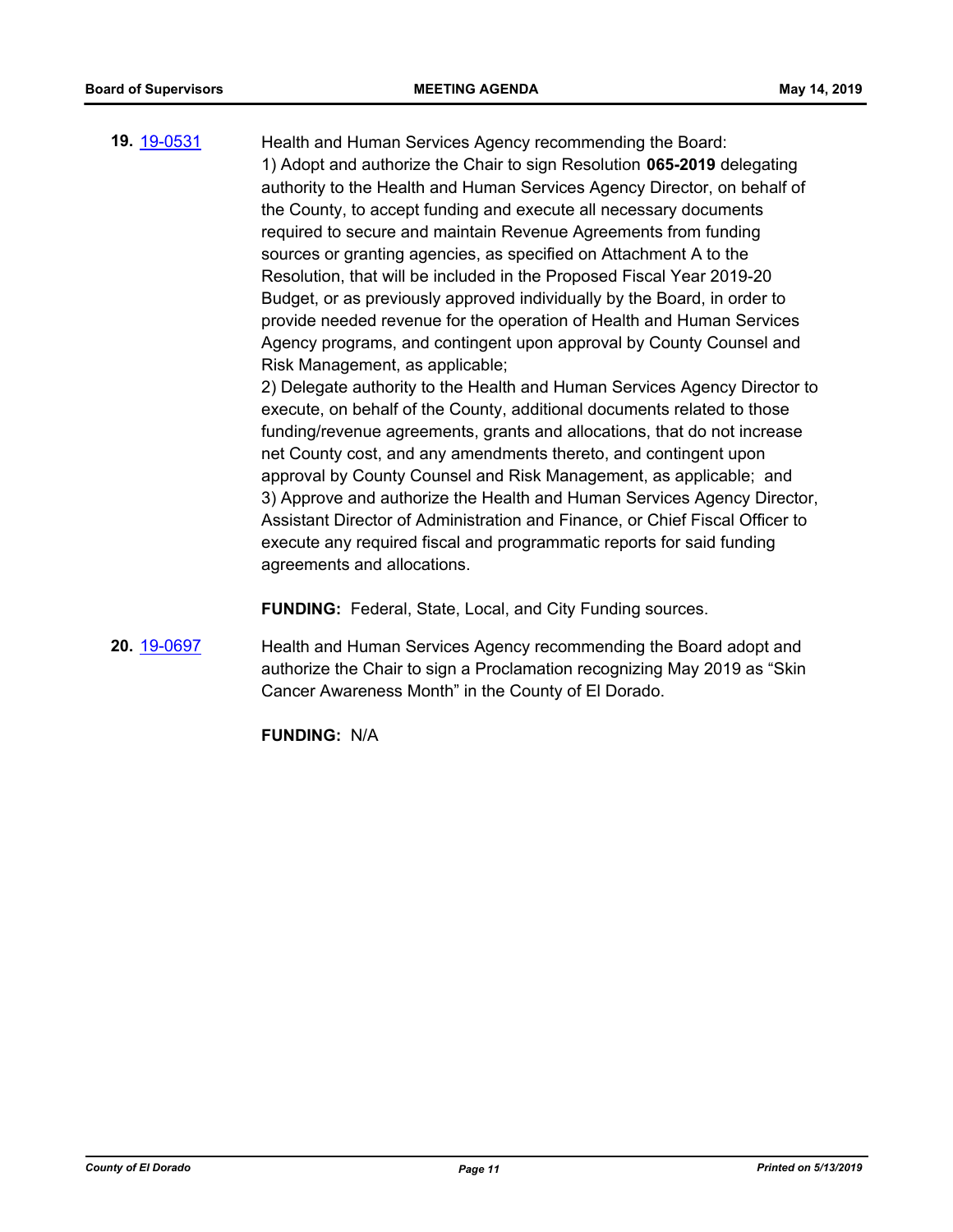**19.** 19-0531

Health and Human Services Agency recommending the Board:
1) Adopt and authorize the Chair to sign Resolution **065-2019** delegating authority to the Health and Human Services Agency Director, on behalf of the County, to accept funding and execute all necessary documents required to secure and maintain Revenue Agreements from funding sources or granting agencies, as specified on Attachment A to the Resolution, that will be included in the Proposed Fiscal Year 2019-20 Budget, or as previously approved individually by the Board, in order to provide needed revenue for the operation of Health and Human Services Agency programs, and contingent upon approval by County Counsel and Risk Management, as applicable;
2) Delegate authority to the Health and Human Services Agency Director to execute, on behalf of the County, additional documents related to those funding/revenue agreements, grants and allocations, that do not increase net County cost, and any amendments thereto, and contingent upon approval by County Counsel and Risk Management, as applicable; and
3) Approve and authorize the Health and Human Services Agency Director, Assistant Director of Administration and Finance, or Chief Fiscal Officer to execute any required fiscal and programmatic reports for said funding agreements and allocations.

**FUNDING:** Federal, State, Local, and City Funding sources.

**20.** 19-0697

Health and Human Services Agency recommending the Board adopt and authorize the Chair to sign a Proclamation recognizing May 2019 as "Skin Cancer Awareness Month" in the County of El Dorado.

**FUNDING:** N/A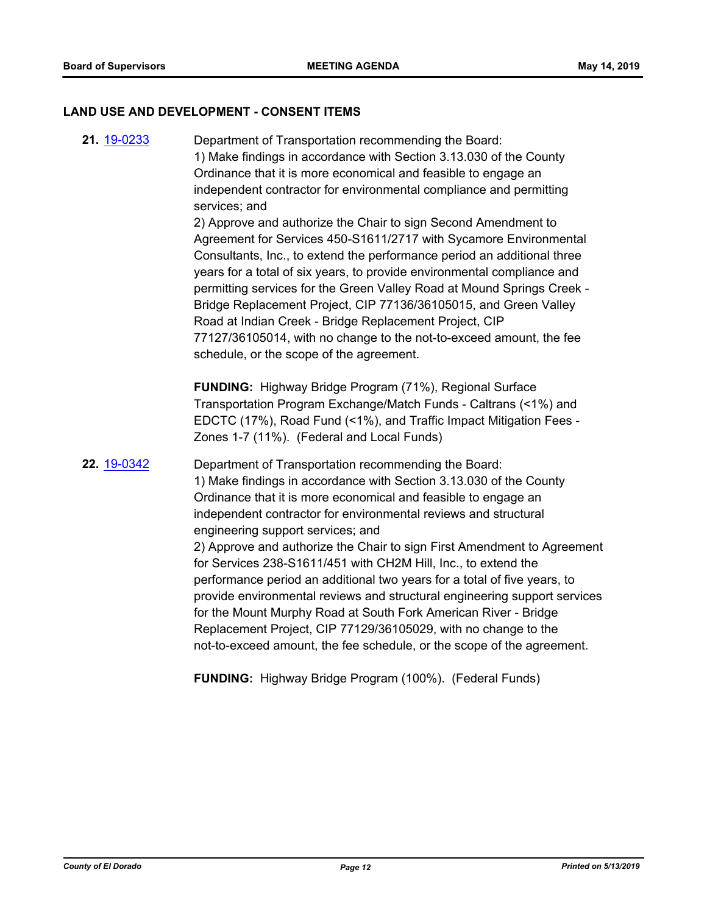## LAND USE AND DEVELOPMENT - CONSENT ITEMS

**21.** [19-0233](19-0233) Department of Transportation recommending the Board:
1) Make findings in accordance with Section 3.13.030 of the County Ordinance that it is more economical and feasible to engage an independent contractor for environmental compliance and permitting services; and
2) Approve and authorize the Chair to sign Second Amendment to Agreement for Services 450-S1611/2717 with Sycamore Environmental Consultants, Inc., to extend the performance period an additional three years for a total of six years, to provide environmental compliance and permitting services for the Green Valley Road at Mound Springs Creek - Bridge Replacement Project, CIP 77136/36105015, and Green Valley Road at Indian Creek - Bridge Replacement Project, CIP 77127/36105014, with no change to the not-to-exceed amount, the fee schedule, or the scope of the agreement.

**FUNDING:** Highway Bridge Program (71%), Regional Surface Transportation Program Exchange/Match Funds - Caltrans (<1%) and EDCTC (17%), Road Fund (<1%), and Traffic Impact Mitigation Fees - Zones 1-7 (11%). (Federal and Local Funds)

**22.** [19-0342](19-0342) Department of Transportation recommending the Board:
1) Make findings in accordance with Section 3.13.030 of the County Ordinance that it is more economical and feasible to engage an independent contractor for environmental reviews and structural engineering support services; and
2) Approve and authorize the Chair to sign First Amendment to Agreement for Services 238-S1611/451 with CH2M Hill, Inc., to extend the performance period an additional two years for a total of five years, to provide environmental reviews and structural engineering support services for the Mount Murphy Road at South Fork American River - Bridge Replacement Project, CIP 77129/36105029, with no change to the not-to-exceed amount, the fee schedule, or the scope of the agreement.

**FUNDING:** Highway Bridge Program (100%). (Federal Funds)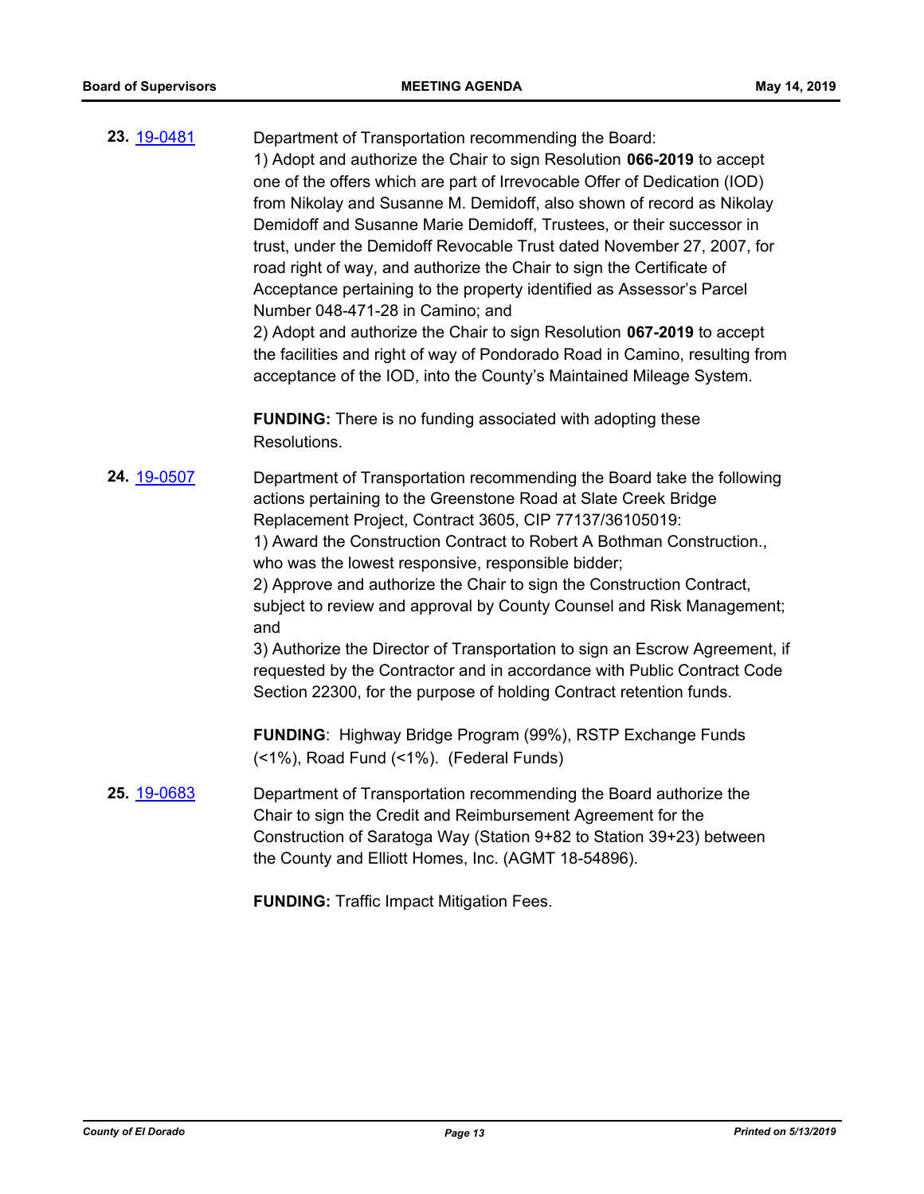**23.** [19-0481](19-0481)

Department of Transportation recommending the Board:
1) Adopt and authorize the Chair to sign Resolution **066-2019** to accept one of the offers which are part of Irrevocable Offer of Dedication (IOD) from Nikolay and Susanne M. Demidoff, also shown of record as Nikolay Demidoff and Susanne Marie Demidoff, Trustees, or their successor in trust, under the Demidoff Revocable Trust dated November 27, 2007, for road right of way, and authorize the Chair to sign the Certificate of Acceptance pertaining to the property identified as Assessor's Parcel Number 048-471-28 in Camino; and
2) Adopt and authorize the Chair to sign Resolution **067-2019** to accept the facilities and right of way of Pondorado Road in Camino, resulting from acceptance of the IOD, into the County's Maintained Mileage System.

**FUNDING:** There is no funding associated with adopting these Resolutions.

**24.** [19-0507](19-0507)

Department of Transportation recommending the Board take the following actions pertaining to the Greenstone Road at Slate Creek Bridge Replacement Project, Contract 3605, CIP 77137/36105019:
1) Award the Construction Contract to Robert A Bothman Construction., who was the lowest responsive, responsible bidder;
2) Approve and authorize the Chair to sign the Construction Contract, subject to review and approval by County Counsel and Risk Management; and
3) Authorize the Director of Transportation to sign an Escrow Agreement, if requested by the Contractor and in accordance with Public Contract Code Section 22300, for the purpose of holding Contract retention funds.

**FUNDING**: Highway Bridge Program (99%), RSTP Exchange Funds (<1%), Road Fund (<1%). (Federal Funds)

**25.** [19-0683](19-0683)

Department of Transportation recommending the Board authorize the Chair to sign the Credit and Reimbursement Agreement for the Construction of Saratoga Way (Station 9+82 to Station 39+23) between the County and Elliott Homes, Inc. (AGMT 18-54896).

**FUNDING:** Traffic Impact Mitigation Fees.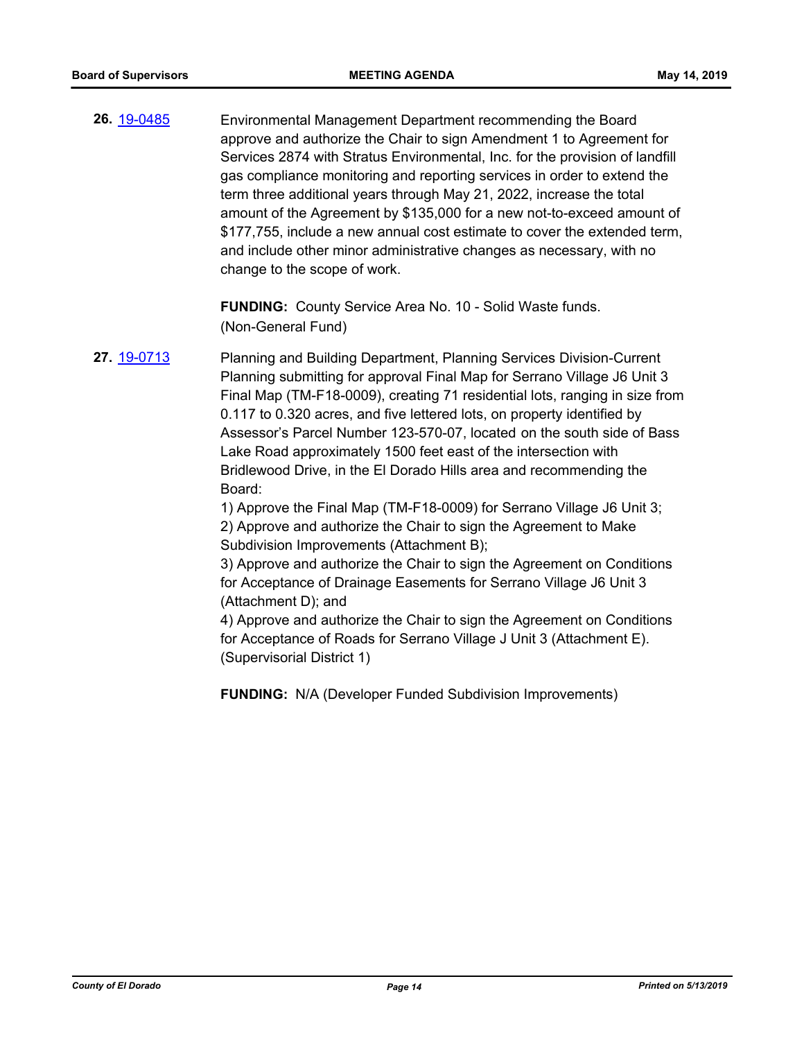**26.** [19-0485](19-0485)

Environmental Management Department recommending the Board approve and authorize the Chair to sign Amendment 1 to Agreement for Services 2874 with Stratus Environmental, Inc. for the provision of landfill gas compliance monitoring and reporting services in order to extend the term three additional years through May 21, 2022, increase the total amount of the Agreement by $135,000 for a new not-to-exceed amount of $177,755, include a new annual cost estimate to cover the extended term, and include other minor administrative changes as necessary, with no change to the scope of work.

**FUNDING:** County Service Area No. 10 - Solid Waste funds. (Non-General Fund)

**27.** [19-0713](19-0713)

Planning and Building Department, Planning Services Division-Current Planning submitting for approval Final Map for Serrano Village J6 Unit 3 Final Map (TM-F18-0009), creating 71 residential lots, ranging in size from 0.117 to 0.320 acres, and five lettered lots, on property identified by Assessor's Parcel Number 123-570-07, located on the south side of Bass Lake Road approximately 1500 feet east of the intersection with Bridlewood Drive, in the El Dorado Hills area and recommending the Board:

1) Approve the Final Map (TM-F18-0009) for Serrano Village J6 Unit 3;
2) Approve and authorize the Chair to sign the Agreement to Make Subdivision Improvements (Attachment B);
3) Approve and authorize the Chair to sign the Agreement on Conditions for Acceptance of Drainage Easements for Serrano Village J6 Unit 3 (Attachment D); and
4) Approve and authorize the Chair to sign the Agreement on Conditions for Acceptance of Roads for Serrano Village J Unit 3 (Attachment E). (Supervisorial District 1)

**FUNDING:** N/A (Developer Funded Subdivision Improvements)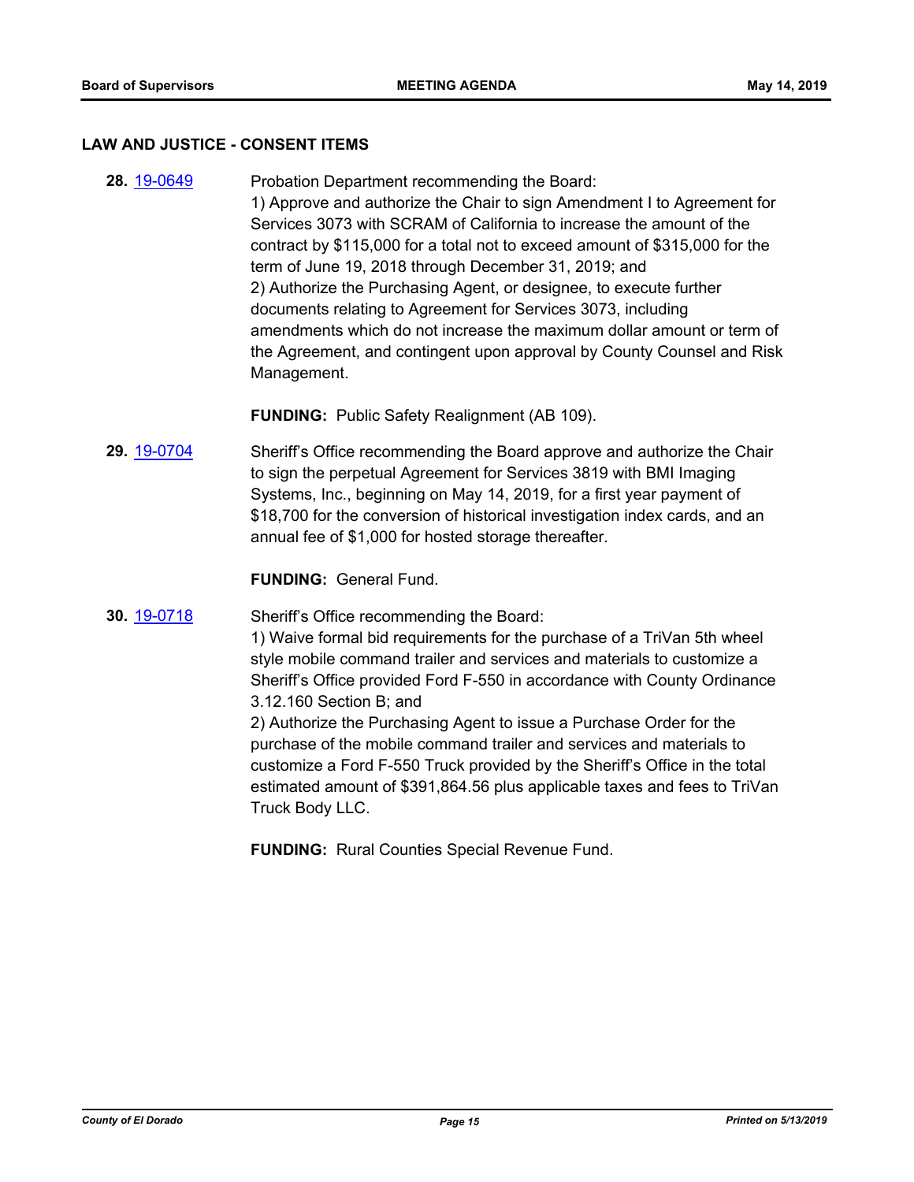## LAW AND JUSTICE - CONSENT ITEMS

**28.** 19-0649

Probation Department recommending the Board:
1) Approve and authorize the Chair to sign Amendment I to Agreement for Services 3073 with SCRAM of California to increase the amount of the contract by $115,000 for a total not to exceed amount of $315,000 for the term of June 19, 2018 through December 31, 2019; and
2) Authorize the Purchasing Agent, or designee, to execute further documents relating to Agreement for Services 3073, including amendments which do not increase the maximum dollar amount or term of the Agreement, and contingent upon approval by County Counsel and Risk Management.

**FUNDING:** Public Safety Realignment (AB 109).

**29.** 19-0704

Sheriff's Office recommending the Board approve and authorize the Chair to sign the perpetual Agreement for Services 3819 with BMI Imaging Systems, Inc., beginning on May 14, 2019, for a first year payment of $18,700 for the conversion of historical investigation index cards, and an annual fee of $1,000 for hosted storage thereafter.

**FUNDING:** General Fund.

**30.** 19-0718

Sheriff's Office recommending the Board:
1) Waive formal bid requirements for the purchase of a TriVan 5th wheel style mobile command trailer and services and materials to customize a Sheriff's Office provided Ford F-550 in accordance with County Ordinance 3.12.160 Section B; and
2) Authorize the Purchasing Agent to issue a Purchase Order for the purchase of the mobile command trailer and services and materials to customize a Ford F-550 Truck provided by the Sheriff's Office in the total estimated amount of $391,864.56 plus applicable taxes and fees to TriVan Truck Body LLC.

**FUNDING:** Rural Counties Special Revenue Fund.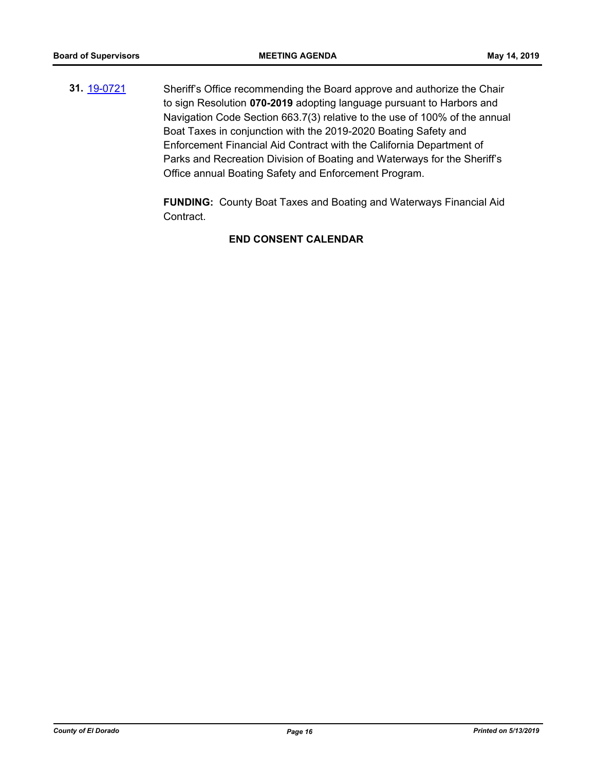**31.** [19-0721](19-0721) Sheriff's Office recommending the Board approve and authorize the Chair to sign Resolution **070-2019** adopting language pursuant to Harbors and Navigation Code Section 663.7(3) relative to the use of 100% of the annual Boat Taxes in conjunction with the 2019-2020 Boating Safety and Enforcement Financial Aid Contract with the California Department of Parks and Recreation Division of Boating and Waterways for the Sheriff's Office annual Boating Safety and Enforcement Program.

**FUNDING:** County Boat Taxes and Boating and Waterways Financial Aid Contract.

**END CONSENT CALENDAR**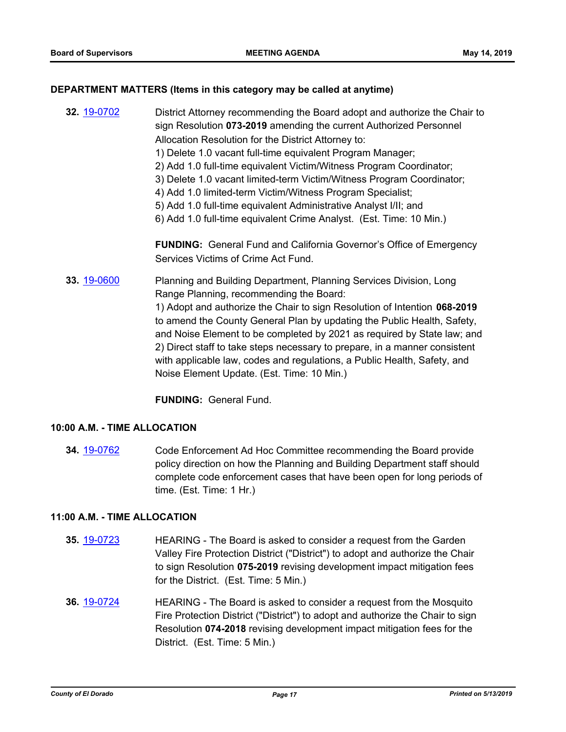## DEPARTMENT MATTERS (Items in this category may be called at anytime)

**32.** [19-0702](19-0702) District Attorney recommending the Board adopt and authorize the Chair to sign Resolution **073-2019** amending the current Authorized Personnel Allocation Resolution for the District Attorney to:
1) Delete 1.0 vacant full-time equivalent Program Manager;
2) Add 1.0 full-time equivalent Victim/Witness Program Coordinator;
3) Delete 1.0 vacant limited-term Victim/Witness Program Coordinator;
4) Add 1.0 limited-term Victim/Witness Program Specialist;
5) Add 1.0 full-time equivalent Administrative Analyst I/II; and
6) Add 1.0 full-time equivalent Crime Analyst. (Est. Time: 10 Min.)

**FUNDING:** General Fund and California Governor's Office of Emergency Services Victims of Crime Act Fund.

**33.** [19-0600](19-0600) Planning and Building Department, Planning Services Division, Long Range Planning, recommending the Board:
1) Adopt and authorize the Chair to sign Resolution of Intention **068-2019** to amend the County General Plan by updating the Public Health, Safety, and Noise Element to be completed by 2021 as required by State law; and
2) Direct staff to take steps necessary to prepare, in a manner consistent with applicable law, codes and regulations, a Public Health, Safety, and Noise Element Update. (Est. Time: 10 Min.)

**FUNDING:** General Fund.

## 10:00 A.M. - TIME ALLOCATION

**34.** [19-0762](19-0762) Code Enforcement Ad Hoc Committee recommending the Board provide policy direction on how the Planning and Building Department staff should complete code enforcement cases that have been open for long periods of time. (Est. Time: 1 Hr.)

## 11:00 A.M. - TIME ALLOCATION

**35.** [19-0723](19-0723) HEARING - The Board is asked to consider a request from the Garden Valley Fire Protection District ("District") to adopt and authorize the Chair to sign Resolution **075-2019** revising development impact mitigation fees for the District. (Est. Time: 5 Min.)

**36.** [19-0724](19-0724) HEARING - The Board is asked to consider a request from the Mosquito Fire Protection District ("District") to adopt and authorize the Chair to sign Resolution **074-2018** revising development impact mitigation fees for the District. (Est. Time: 5 Min.)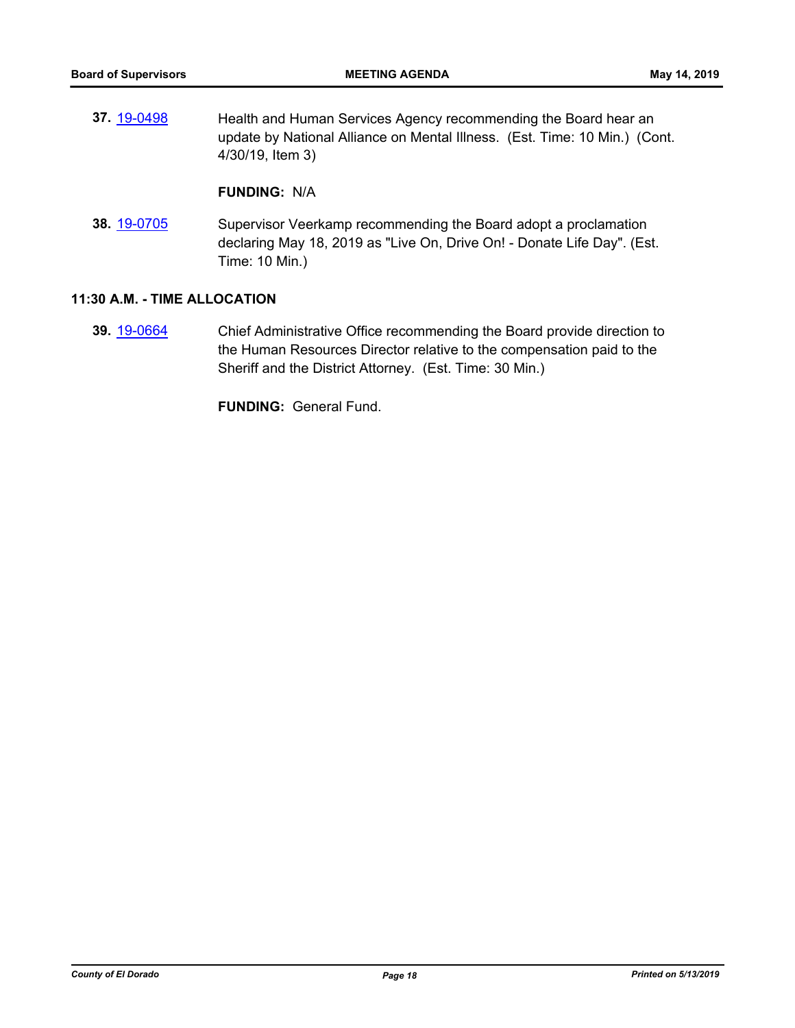**37.** 19-0498 Health and Human Services Agency recommending the Board hear an update by National Alliance on Mental Illness. (Est. Time: 10 Min.) (Cont. 4/30/19, Item 3)

**FUNDING:** N/A

**38.** 19-0705 Supervisor Veerkamp recommending the Board adopt a proclamation declaring May 18, 2019 as "Live On, Drive On! - Donate Life Day". (Est. Time: 10 Min.)

**11:30 A.M. - TIME ALLOCATION**

**39.** 19-0664 Chief Administrative Office recommending the Board provide direction to the Human Resources Director relative to the compensation paid to the Sheriff and the District Attorney. (Est. Time: 30 Min.)

**FUNDING:** General Fund.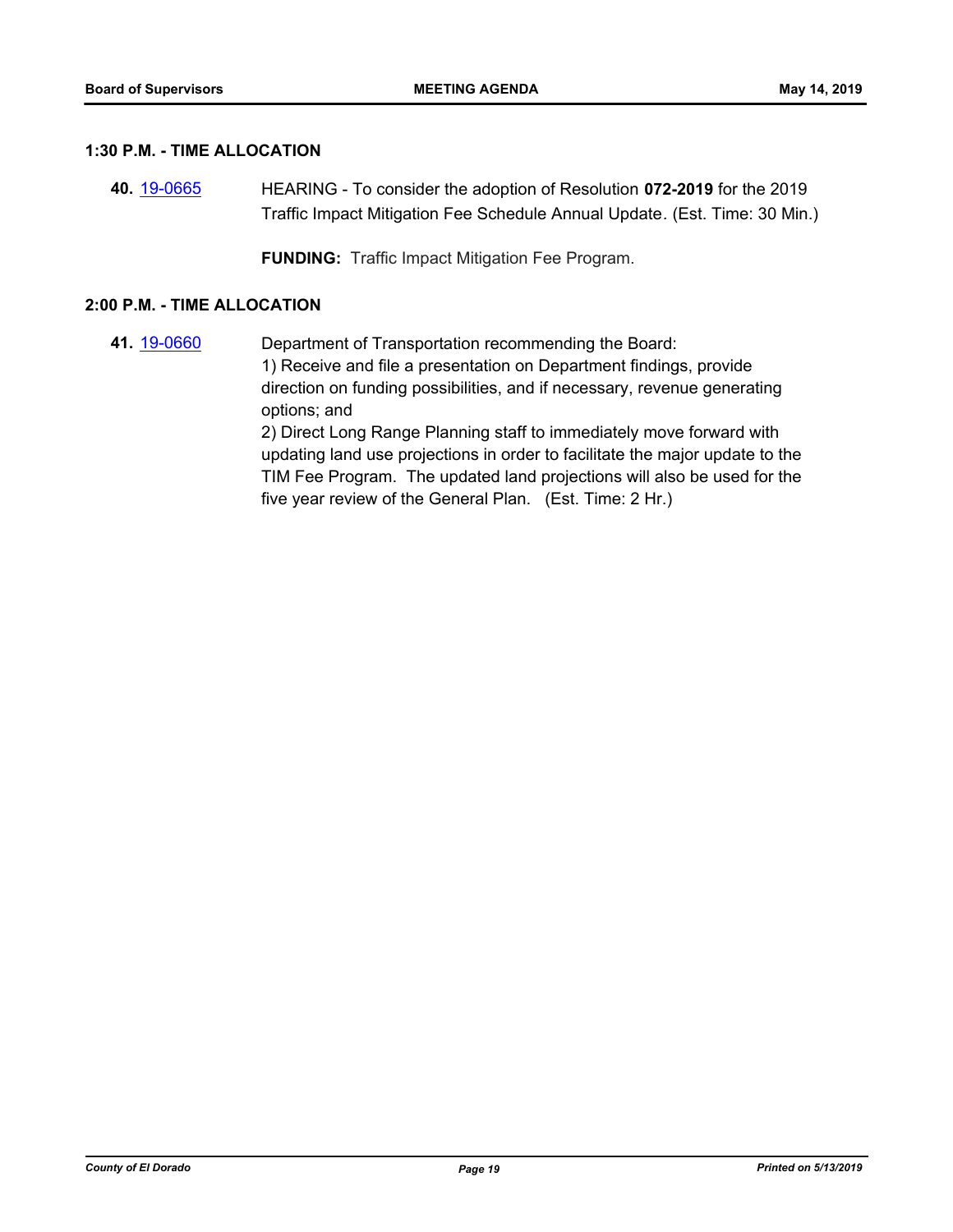### 1:30 P.M. - TIME ALLOCATION

**40.** [19-0665](19-0665) HEARING - To consider the adoption of Resolution **072-2019** for the 2019 Traffic Impact Mitigation Fee Schedule Annual Update. (Est. Time: 30 Min.)

**FUNDING:** Traffic Impact Mitigation Fee Program.

### 2:00 P.M. - TIME ALLOCATION

**41.** [19-0660](19-0660) Department of Transportation recommending the Board:
1) Receive and file a presentation on Department findings, provide direction on funding possibilities, and if necessary, revenue generating options; and
2) Direct Long Range Planning staff to immediately move forward with updating land use projections in order to facilitate the major update to the TIM Fee Program. The updated land projections will also be used for the five year review of the General Plan. (Est. Time: 2 Hr.)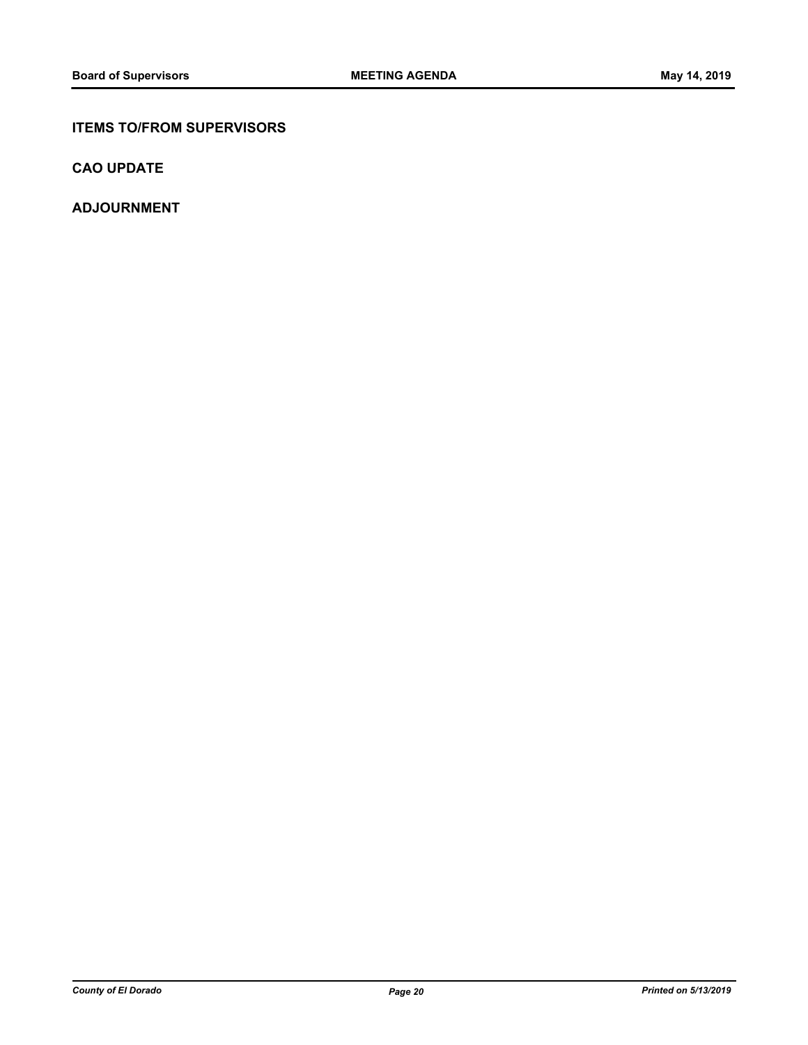## ITEMS TO/FROM SUPERVISORS

## CAO UPDATE

## ADJOURNMENT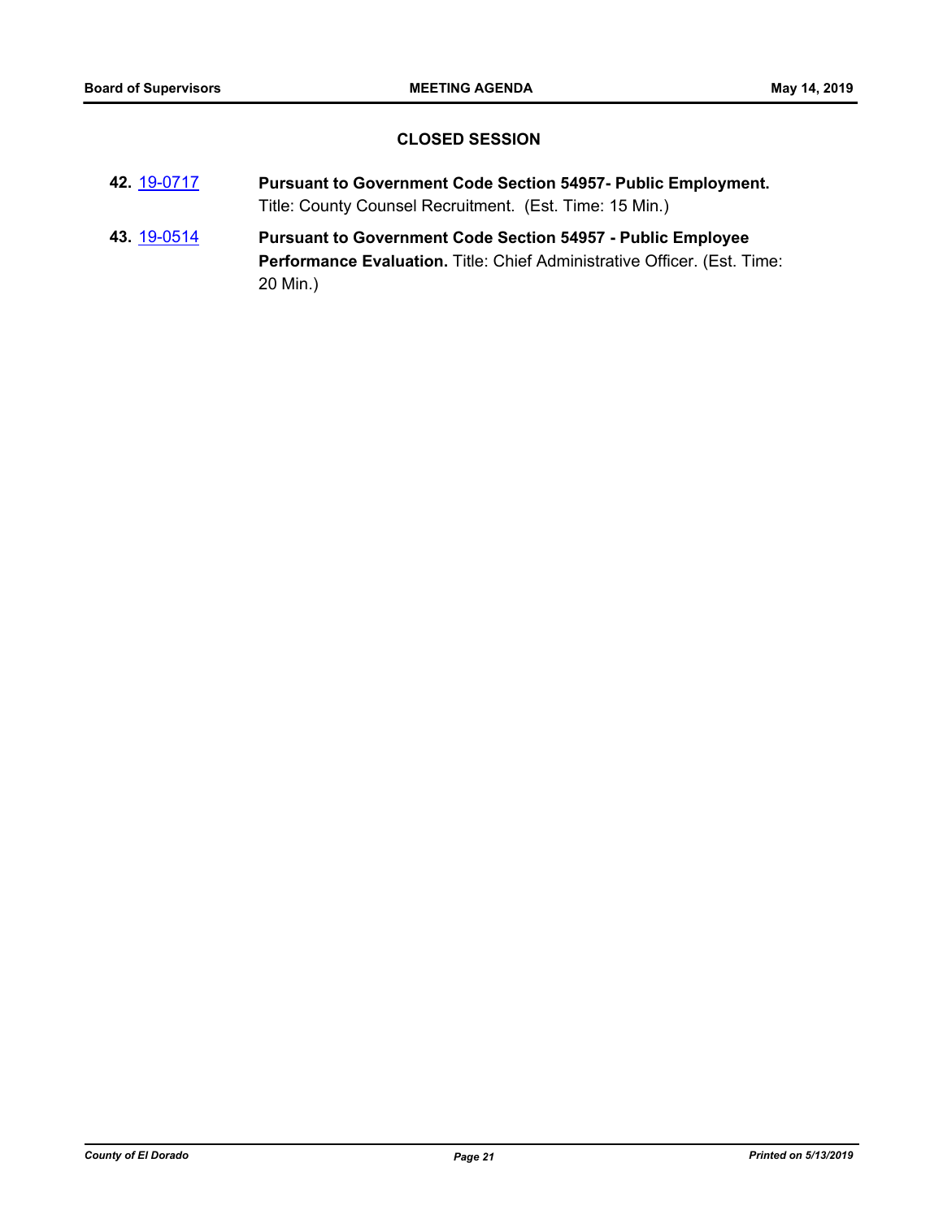## CLOSED SESSION

**42.** [19-0717](19-0717) **Pursuant to Government Code Section 54957- Public Employment.** Title: County Counsel Recruitment. (Est. Time: 15 Min.)

**43.** [19-0514](19-0514) **Pursuant to Government Code Section 54957 - Public Employee Performance Evaluation.** Title: Chief Administrative Officer. (Est. Time: 20 Min.)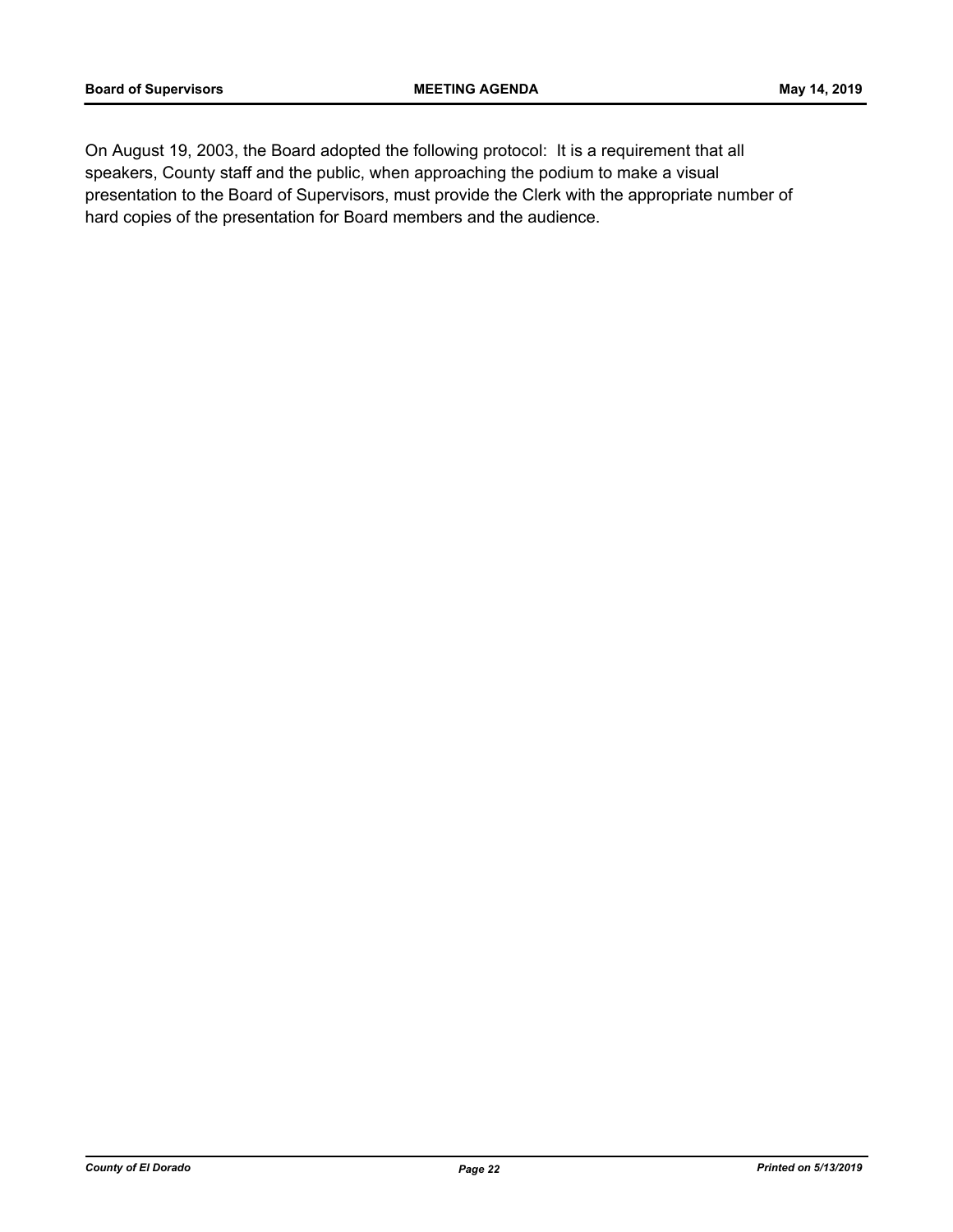On August 19, 2003, the Board adopted the following protocol: It is a requirement that all speakers, County staff and the public, when approaching the podium to make a visual presentation to the Board of Supervisors, must provide the Clerk with the appropriate number of hard copies of the presentation for Board members and the audience.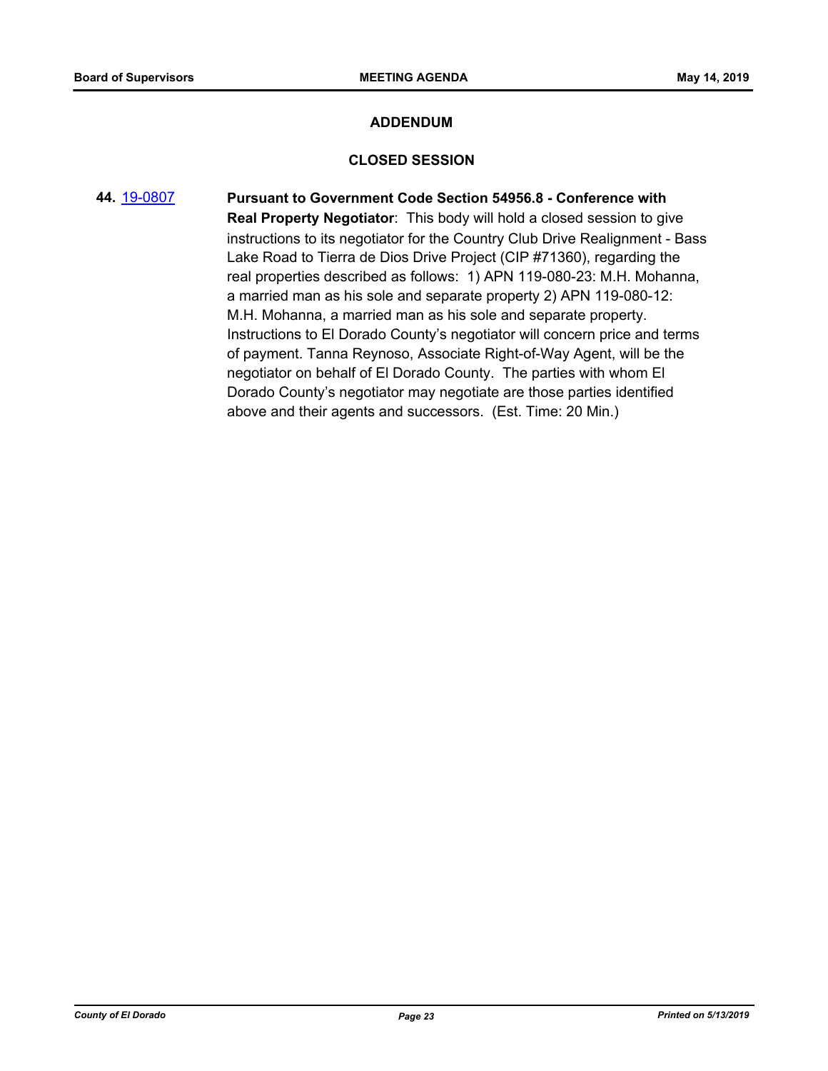## ADDENDUM

## CLOSED SESSION

**44.** 19-0807 **Pursuant to Government Code Section 54956.8 - Conference with Real Property Negotiator**: This body will hold a closed session to give instructions to its negotiator for the Country Club Drive Realignment - Bass Lake Road to Tierra de Dios Drive Project (CIP #71360), regarding the real properties described as follows: 1) APN 119-080-23: M.H. Mohanna, a married man as his sole and separate property 2) APN 119-080-12: M.H. Mohanna, a married man as his sole and separate property. Instructions to El Dorado County's negotiator will concern price and terms of payment. Tanna Reynoso, Associate Right-of-Way Agent, will be the negotiator on behalf of El Dorado County. The parties with whom El Dorado County's negotiator may negotiate are those parties identified above and their agents and successors. (Est. Time: 20 Min.)